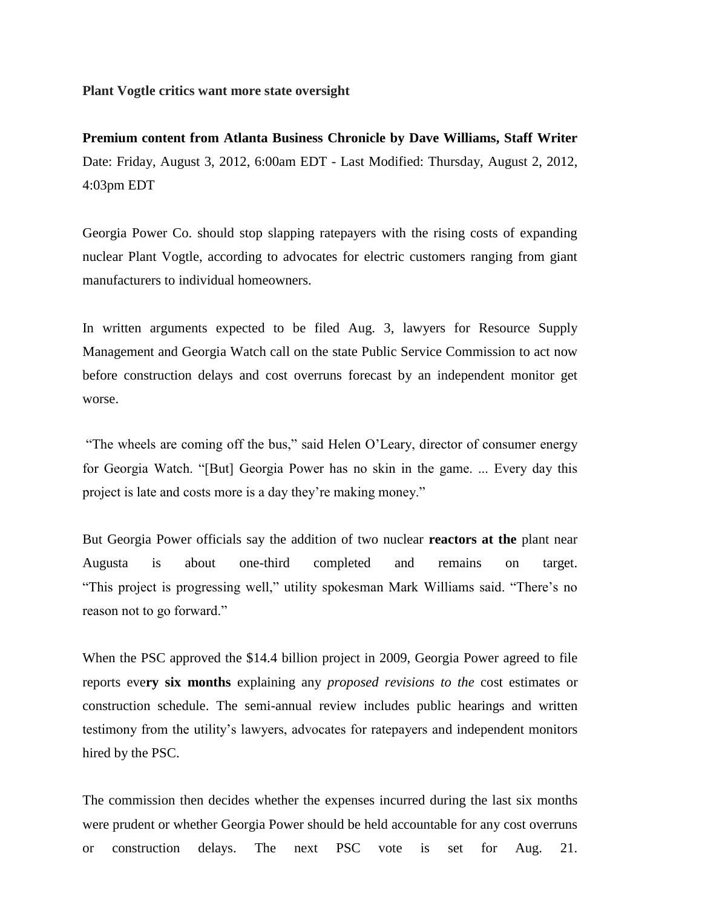**Plant Vogtle critics want more state oversight**

**Premium content from Atlanta Business Chronicle by Dave Williams, Staff Writer**
Date: Friday, August 3, 2012, 6:00am EDT - Last Modified: Thursday, August 2, 2012, 4:03pm EDT

Georgia Power Co. should stop slapping ratepayers with the rising costs of expanding nuclear Plant Vogtle, according to advocates for electric customers ranging from giant manufacturers to individual homeowners.

In written arguments expected to be filed Aug. 3, lawyers for Resource Supply Management and Georgia Watch call on the state Public Service Commission to act now before construction delays and cost overruns forecast by an independent monitor get worse.

"The wheels are coming off the bus," said Helen O'Leary, director of consumer energy for Georgia Watch. "[But] Georgia Power has no skin in the game. ... Every day this project is late and costs more is a day they're making money."

But Georgia Power officials say the addition of two nuclear **reactors at the** plant near Augusta is about one-third completed and remains on target. "This project is progressing well," utility spokesman Mark Williams said. "There's no reason not to go forward."

When the PSC approved the $14.4 billion project in 2009, Georgia Power agreed to file reports eve**ry six months** explaining any *proposed revisions to the* cost estimates or construction schedule. The semi-annual review includes public hearings and written testimony from the utility's lawyers, advocates for ratepayers and independent monitors hired by the PSC.

The commission then decides whether the expenses incurred during the last six months were prudent or whether Georgia Power should be held accountable for any cost overruns or construction delays. The next PSC vote is set for Aug. 21.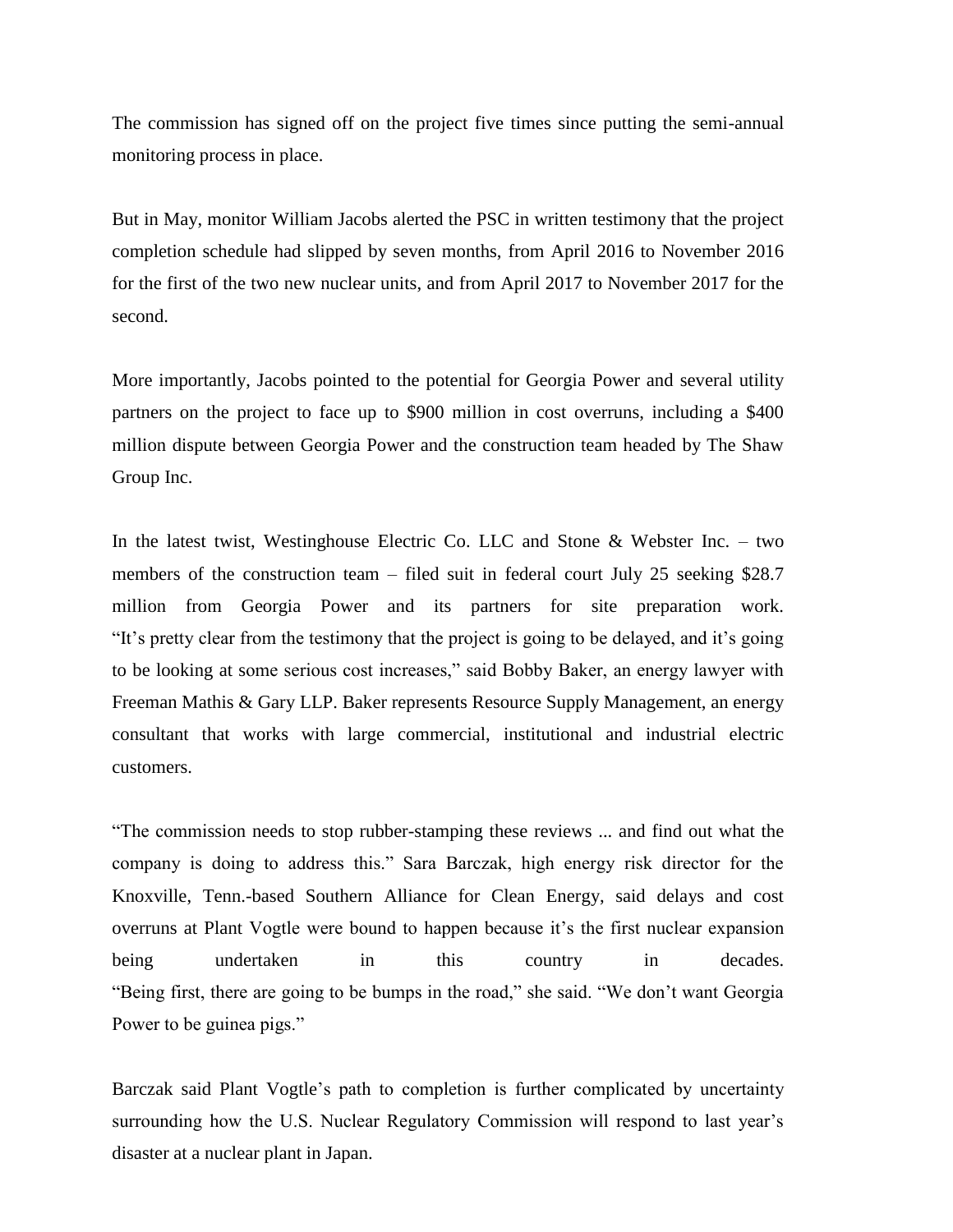The commission has signed off on the project five times since putting the semi-annual monitoring process in place.

But in May, monitor William Jacobs alerted the PSC in written testimony that the project completion schedule had slipped by seven months, from April 2016 to November 2016 for the first of the two new nuclear units, and from April 2017 to November 2017 for the second.

More importantly, Jacobs pointed to the potential for Georgia Power and several utility partners on the project to face up to $900 million in cost overruns, including a $400 million dispute between Georgia Power and the construction team headed by The Shaw Group Inc.

In the latest twist, Westinghouse Electric Co. LLC and Stone & Webster Inc. – two members of the construction team – filed suit in federal court July 25 seeking $28.7 million from Georgia Power and its partners for site preparation work. "It's pretty clear from the testimony that the project is going to be delayed, and it's going to be looking at some serious cost increases," said Bobby Baker, an energy lawyer with Freeman Mathis & Gary LLP. Baker represents Resource Supply Management, an energy consultant that works with large commercial, institutional and industrial electric customers.

"The commission needs to stop rubber-stamping these reviews ... and find out what the company is doing to address this." Sara Barczak, high energy risk director for the Knoxville, Tenn.-based Southern Alliance for Clean Energy, said delays and cost overruns at Plant Vogtle were bound to happen because it's the first nuclear expansion being undertaken in this country in decades. "Being first, there are going to be bumps in the road," she said. "We don't want Georgia Power to be guinea pigs."

Barczak said Plant Vogtle's path to completion is further complicated by uncertainty surrounding how the U.S. Nuclear Regulatory Commission will respond to last year's disaster at a nuclear plant in Japan.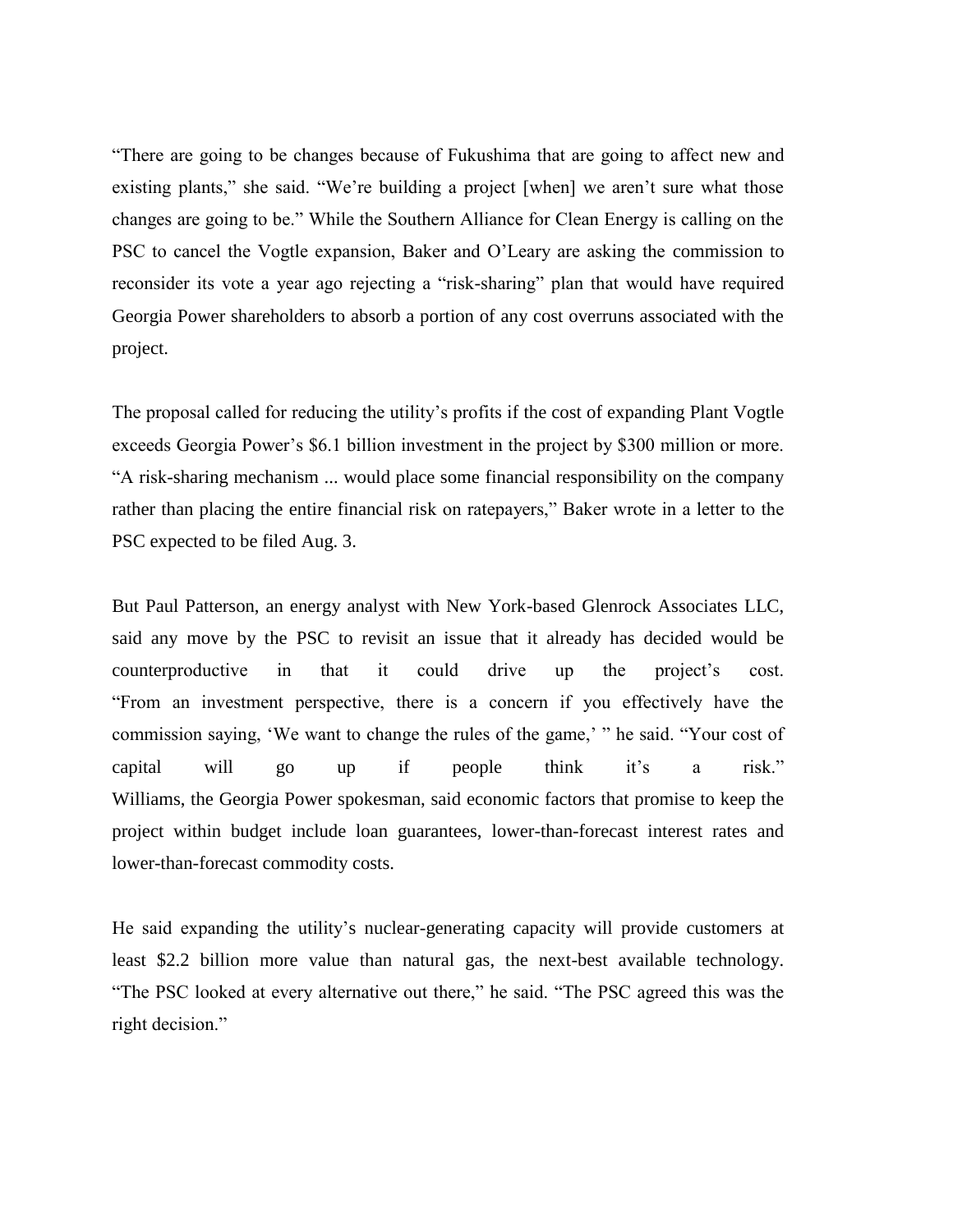"There are going to be changes because of Fukushima that are going to affect new and existing plants," she said. "We're building a project [when] we aren't sure what those changes are going to be." While the Southern Alliance for Clean Energy is calling on the PSC to cancel the Vogtle expansion, Baker and O'Leary are asking the commission to reconsider its vote a year ago rejecting a "risk-sharing" plan that would have required Georgia Power shareholders to absorb a portion of any cost overruns associated with the project.

The proposal called for reducing the utility's profits if the cost of expanding Plant Vogtle exceeds Georgia Power's $6.1 billion investment in the project by $300 million or more. "A risk-sharing mechanism ... would place some financial responsibility on the company rather than placing the entire financial risk on ratepayers," Baker wrote in a letter to the PSC expected to be filed Aug. 3.

But Paul Patterson, an energy analyst with New York-based Glenrock Associates LLC, said any move by the PSC to revisit an issue that it already has decided would be counterproductive in that it could drive up the project's cost. "From an investment perspective, there is a concern if you effectively have the commission saying, 'We want to change the rules of the game,' " he said. "Your cost of capital will go up if people think it's a risk." Williams, the Georgia Power spokesman, said economic factors that promise to keep the project within budget include loan guarantees, lower-than-forecast interest rates and lower-than-forecast commodity costs.

He said expanding the utility's nuclear-generating capacity will provide customers at least $2.2 billion more value than natural gas, the next-best available technology. "The PSC looked at every alternative out there," he said. "The PSC agreed this was the right decision."